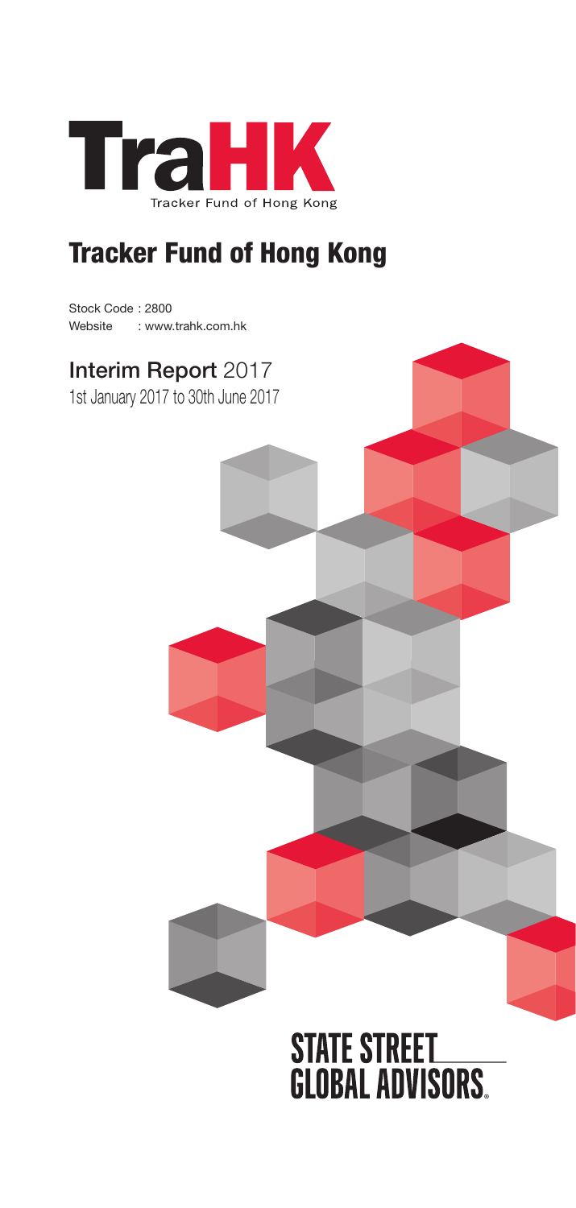TraHK

Tracker Fund of Hong Kong

# Tracker Fund of Hong Kong

Stock Code : 2800
Website : www.trahk.com.hk

## Interim Report 2017

1st January 2017 to 30th June 2017

STATE STREET GLOBAL ADVISORS.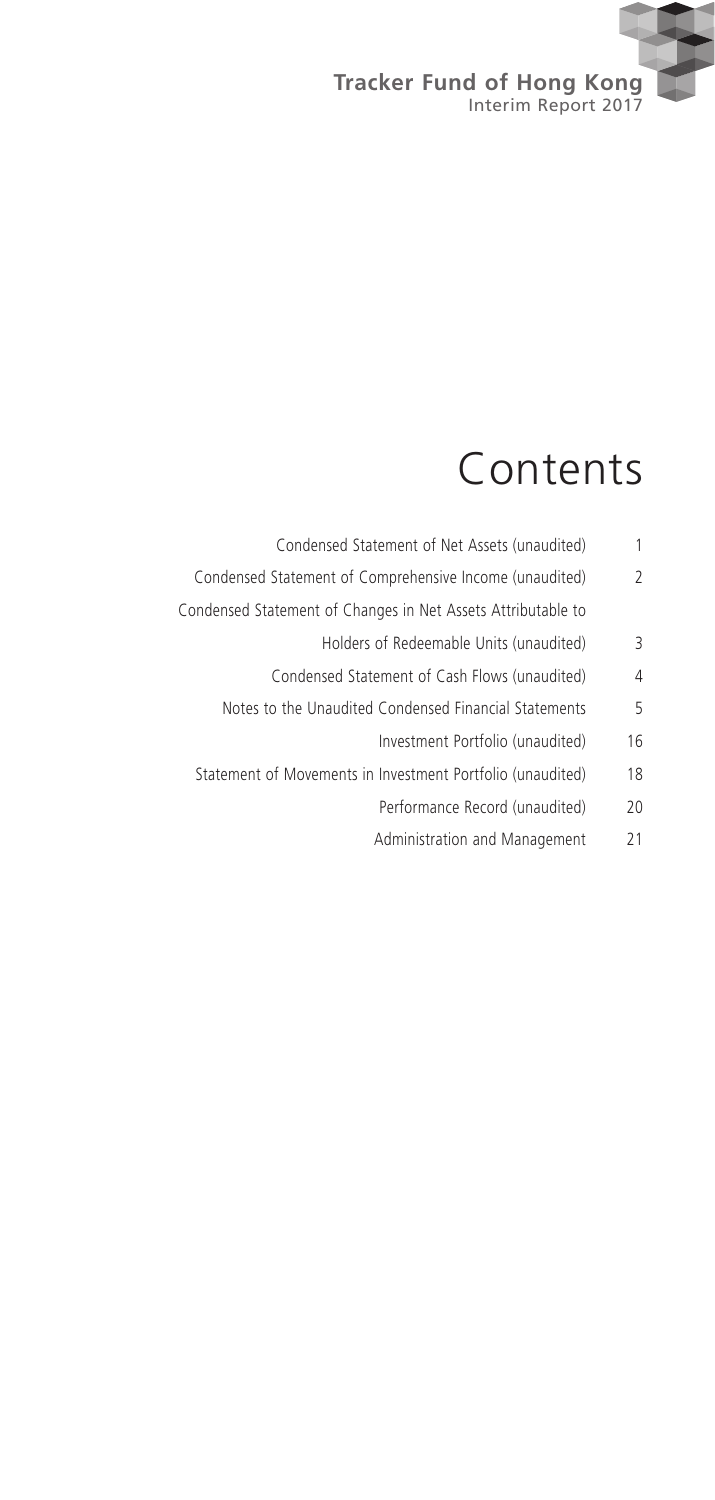# Contents

| | |
|---|---|
| Condensed Statement of Net Assets (unaudited) | 1 |
| Condensed Statement of Comprehensive Income (unaudited) | 2 |
| Condensed Statement of Changes in Net Assets Attributable to Holders of Redeemable Units (unaudited) | 3 |
| Condensed Statement of Cash Flows (unaudited) | 4 |
| Notes to the Unaudited Condensed Financial Statements | 5 |
| Investment Portfolio (unaudited) | 16 |
| Statement of Movements in Investment Portfolio (unaudited) | 18 |
| Performance Record (unaudited) | 20 |
| Administration and Management | 21 |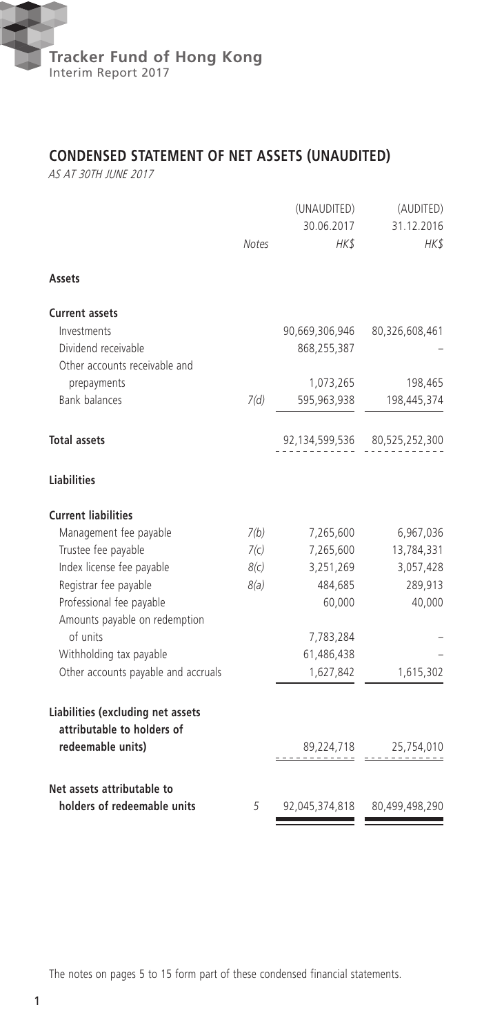## CONDENSED STATEMENT OF NET ASSETS (UNAUDITED)

*AS AT 30TH JUNE 2017*

| | Notes | (UNAUDITED) 30.06.2017 HK$ | (AUDITED) 31.12.2016 HK$ |
|---|---|---|---|
| **Assets** | | | |
| **Current assets** | | | |
| Investments | | 90,669,306,946 | 80,326,608,461 |
| Dividend receivable | | 868,255,387 | – |
| Other accounts receivable and prepayments | | 1,073,265 | 198,465 |
| Bank balances | 7(d) | 595,963,938 | 198,445,374 |
| **Total assets** | | 92,134,599,536 | 80,525,252,300 |
| **Liabilities** | | | |
| **Current liabilities** | | | |
| Management fee payable | 7(b) | 7,265,600 | 6,967,036 |
| Trustee fee payable | 7(c) | 7,265,600 | 13,784,331 |
| Index license fee payable | 8(c) | 3,251,269 | 3,057,428 |
| Registrar fee payable | 8(a) | 484,685 | 289,913 |
| Professional fee payable | | 60,000 | 40,000 |
| Amounts payable on redemption of units | | 7,783,284 | – |
| Withholding tax payable | | 61,486,438 | – |
| Other accounts payable and accruals | | 1,627,842 | 1,615,302 |
| **Liabilities (excluding net assets attributable to holders of redeemable units)** | | 89,224,718 | 25,754,010 |
| **Net assets attributable to holders of redeemable units** | 5 | 92,045,374,818 | 80,499,498,290 |

The notes on pages 5 to 15 form part of these condensed financial statements.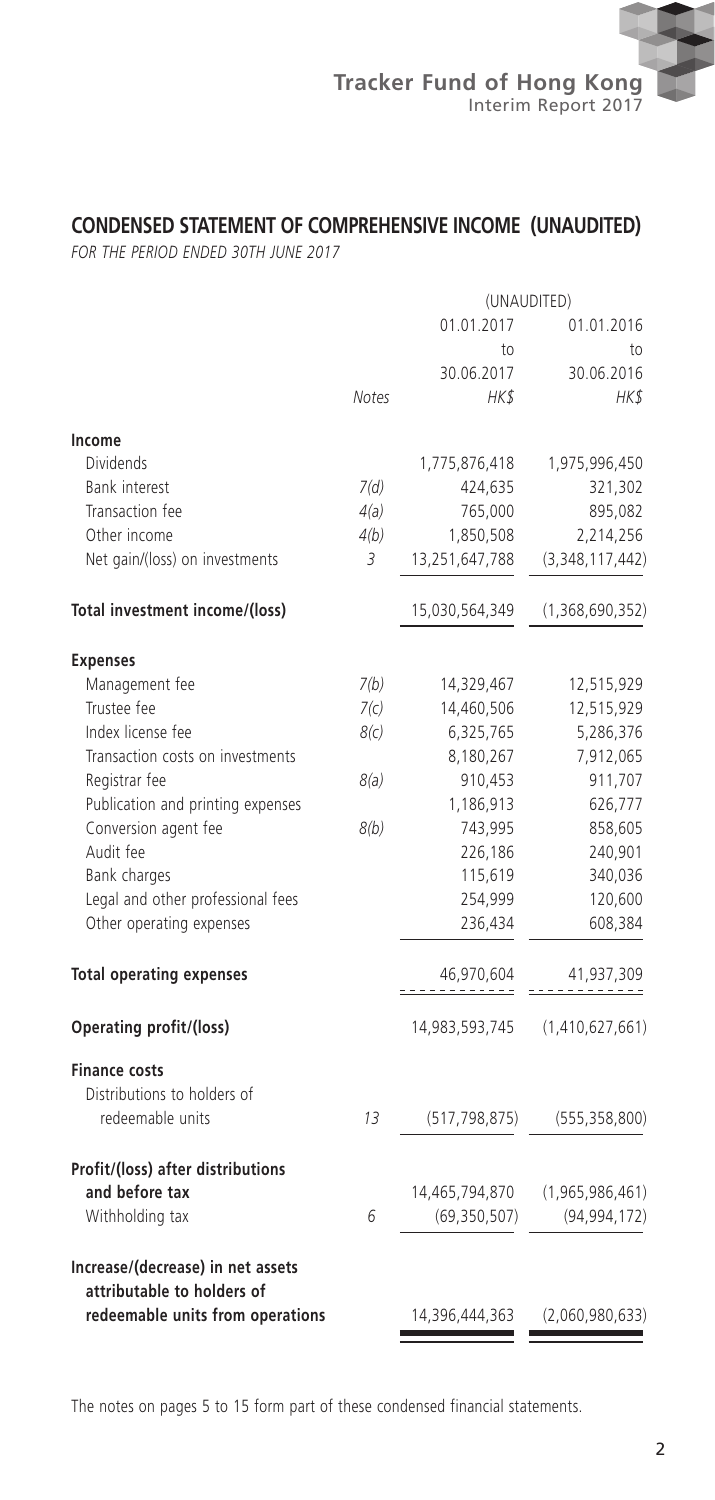## CONDENSED STATEMENT OF COMPREHENSIVE INCOME (UNAUDITED)

*FOR THE PERIOD ENDED 30TH JUNE 2017*

| | Notes | (UNAUDITED) 01.01.2017 to 30.06.2017 HK$ | 01.01.2016 to 30.06.2016 HK$ |
|---|---|---|---|
| **Income** | | | |
| Dividends | | 1,775,876,418 | 1,975,996,450 |
| Bank interest | 7(d) | 424,635 | 321,302 |
| Transaction fee | 4(a) | 765,000 | 895,082 |
| Other income | 4(b) | 1,850,508 | 2,214,256 |
| Net gain/(loss) on investments | 3 | 13,251,647,788 | (3,348,117,442) |
| **Total investment income/(loss)** | | 15,030,564,349 | (1,368,690,352) |
| **Expenses** | | | |
| Management fee | 7(b) | 14,329,467 | 12,515,929 |
| Trustee fee | 7(c) | 14,460,506 | 12,515,929 |
| Index license fee | 8(c) | 6,325,765 | 5,286,376 |
| Transaction costs on investments | | 8,180,267 | 7,912,065 |
| Registrar fee | 8(a) | 910,453 | 911,707 |
| Publication and printing expenses | | 1,186,913 | 626,777 |
| Conversion agent fee | 8(b) | 743,995 | 858,605 |
| Audit fee | | 226,186 | 240,901 |
| Bank charges | | 115,619 | 340,036 |
| Legal and other professional fees | | 254,999 | 120,600 |
| Other operating expenses | | 236,434 | 608,384 |
| **Total operating expenses** | | 46,970,604 | 41,937,309 |
| **Operating profit/(loss)** | | 14,983,593,745 | (1,410,627,661) |
| **Finance costs** | | | |
| Distributions to holders of redeemable units | 13 | (517,798,875) | (555,358,800) |
| **Profit/(loss) after distributions and before tax** | | 14,465,794,870 | (1,965,986,461) |
| Withholding tax | 6 | (69,350,507) | (94,994,172) |
| **Increase/(decrease) in net assets attributable to holders of redeemable units from operations** | | 14,396,444,363 | (2,060,980,633) |

The notes on pages 5 to 15 form part of these condensed financial statements.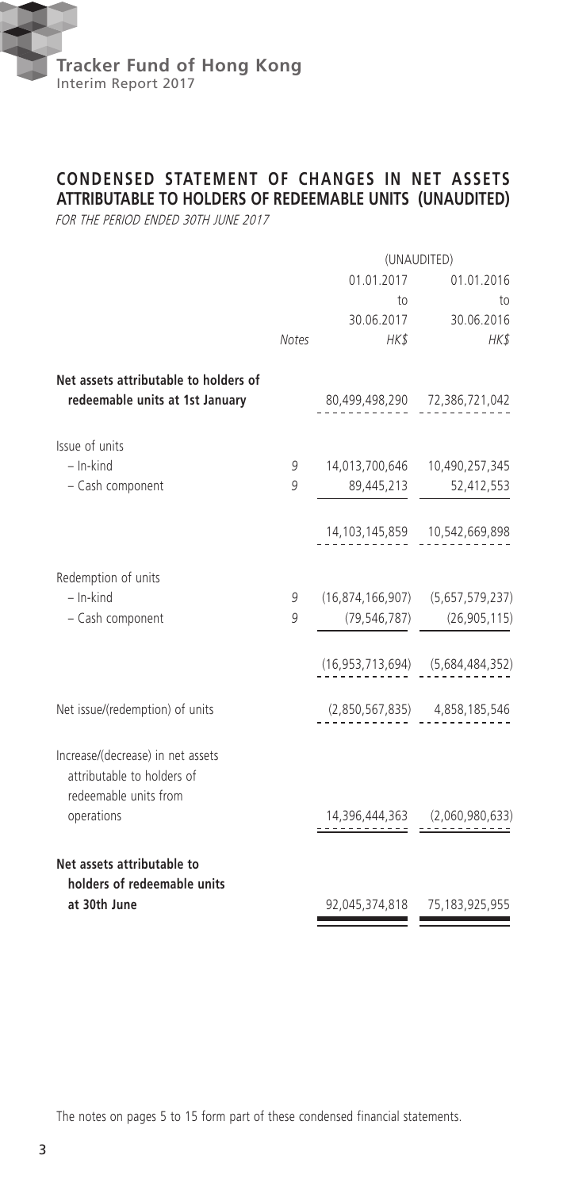## CONDENSED STATEMENT OF CHANGES IN NET ASSETS ATTRIBUTABLE TO HOLDERS OF REDEEMABLE UNITS (UNAUDITED)

*FOR THE PERIOD ENDED 30TH JUNE 2017*

| | | (UNAUDITED) | |
|---|---|---|---|
| | | 01.01.2017 to 30.06.2017 | 01.01.2016 to 30.06.2016 |
| | *Notes* | *HK$* | *HK$* |
| **Net assets attributable to holders of redeemable units at 1st January** | | 80,499,498,290 | 72,386,721,042 |
| Issue of units | | | |
| – In-kind | 9 | 14,013,700,646 | 10,490,257,345 |
| – Cash component | 9 | 89,445,213 | 52,412,553 |
| | | 14,103,145,859 | 10,542,669,898 |
| Redemption of units | | | |
| – In-kind | 9 | (16,874,166,907) | (5,657,579,237) |
| – Cash component | 9 | (79,546,787) | (26,905,115) |
| | | (16,953,713,694) | (5,684,484,352) |
| Net issue/(redemption) of units | | (2,850,567,835) | 4,858,185,546 |
| Increase/(decrease) in net assets attributable to holders of redeemable units from operations | | 14,396,444,363 | (2,060,980,633) |
| **Net assets attributable to holders of redeemable units at 30th June** | | 92,045,374,818 | 75,183,925,955 |

The notes on pages 5 to 15 form part of these condensed financial statements.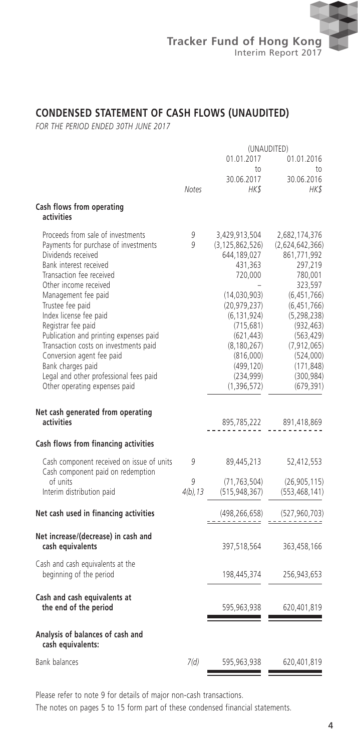## CONDENSED STATEMENT OF CASH FLOWS (UNAUDITED)

*FOR THE PERIOD ENDED 30TH JUNE 2017*

| | Notes | (UNAUDITED) 01.01.2017 to 30.06.2017 HK$ | 01.01.2016 to 30.06.2016 HK$ |
|---|---|---|---|
| **Cash flows from operating activities** | | | |
| Proceeds from sale of investments | 9 | 3,429,913,504 | 2,682,174,376 |
| Payments for purchase of investments | 9 | (3,125,862,526) | (2,624,642,366) |
| Dividends received | | 644,189,027 | 861,771,992 |
| Bank interest received | | 431,363 | 297,219 |
| Transaction fee received | | 720,000 | 780,001 |
| Other income received | | – | 323,597 |
| Management fee paid | | (14,030,903) | (6,451,766) |
| Trustee fee paid | | (20,979,237) | (6,451,766) |
| Index license fee paid | | (6,131,924) | (5,298,238) |
| Registrar fee paid | | (715,681) | (932,463) |
| Publication and printing expenses paid | | (621,443) | (563,429) |
| Transaction costs on investments paid | | (8,180,267) | (7,912,065) |
| Conversion agent fee paid | | (816,000) | (524,000) |
| Bank charges paid | | (499,120) | (171,848) |
| Legal and other professional fees paid | | (234,999) | (300,984) |
| Other operating expenses paid | | (1,396,572) | (679,391) |
| **Net cash generated from operating activities** | | 895,785,222 | 891,418,869 |
| **Cash flows from financing activities** | | | |
| Cash component received on issue of units | 9 | 89,445,213 | 52,412,553 |
| Cash component paid on redemption of units | 9 | (71,763,504) | (26,905,115) |
| Interim distribution paid | 4(b),13 | (515,948,367) | (553,468,141) |
| **Net cash used in financing activities** | | (498,266,658) | (527,960,703) |
| **Net increase/(decrease) in cash and cash equivalents** | | 397,518,564 | 363,458,166 |
| Cash and cash equivalents at the beginning of the period | | 198,445,374 | 256,943,653 |
| **Cash and cash equivalents at the end of the period** | | 595,963,938 | 620,401,819 |
| **Analysis of balances of cash and cash equivalents:** | | | |
| Bank balances | 7(d) | 595,963,938 | 620,401,819 |

Please refer to note 9 for details of major non-cash transactions.

The notes on pages 5 to 15 form part of these condensed financial statements.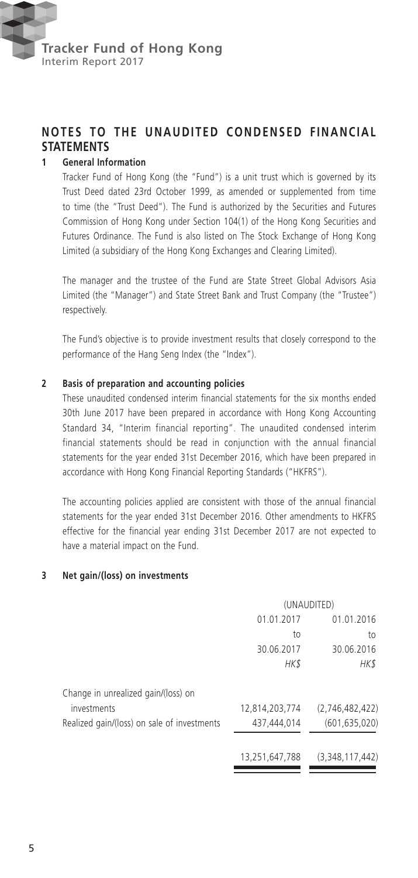# NOTES TO THE UNAUDITED CONDENSED FINANCIAL STATEMENTS

## 1 General Information

Tracker Fund of Hong Kong (the "Fund") is a unit trust which is governed by its Trust Deed dated 23rd October 1999, as amended or supplemented from time to time (the "Trust Deed"). The Fund is authorized by the Securities and Futures Commission of Hong Kong under Section 104(1) of the Hong Kong Securities and Futures Ordinance. The Fund is also listed on The Stock Exchange of Hong Kong Limited (a subsidiary of the Hong Kong Exchanges and Clearing Limited).

The manager and the trustee of the Fund are State Street Global Advisors Asia Limited (the "Manager") and State Street Bank and Trust Company (the "Trustee") respectively.

The Fund's objective is to provide investment results that closely correspond to the performance of the Hang Seng Index (the "Index").

## 2 Basis of preparation and accounting policies

These unaudited condensed interim financial statements for the six months ended 30th June 2017 have been prepared in accordance with Hong Kong Accounting Standard 34, "Interim financial reporting". The unaudited condensed interim financial statements should be read in conjunction with the annual financial statements for the year ended 31st December 2016, which have been prepared in accordance with Hong Kong Financial Reporting Standards ("HKFRS").

The accounting policies applied are consistent with those of the annual financial statements for the year ended 31st December 2016. Other amendments to HKFRS effective for the financial year ending 31st December 2017 are not expected to have a material impact on the Fund.

## 3 Net gain/(loss) on investments

| | (UNAUDITED) | |
|---|---|---|
| | 01.01.2017 to 30.06.2017 | 01.01.2016 to 30.06.2016 |
| | *HK$* | *HK$* |
| Change in unrealized gain/(loss) on investments | 12,814,203,774 | (2,746,482,422) |
| Realized gain/(loss) on sale of investments | 437,444,014 | (601,635,020) |
| | 13,251,647,788 | (3,348,117,442) |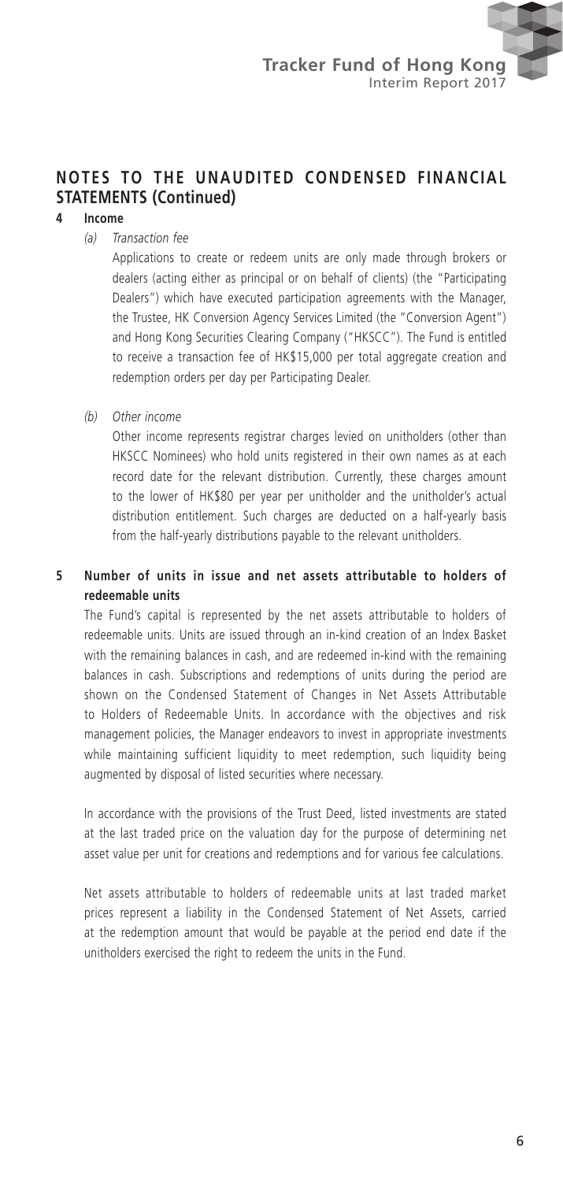## NOTES TO THE UNAUDITED CONDENSED FINANCIAL STATEMENTS (Continued)

### 4 Income

*(a) Transaction fee*

Applications to create or redeem units are only made through brokers or dealers (acting either as principal or on behalf of clients) (the "Participating Dealers") which have executed participation agreements with the Manager, the Trustee, HK Conversion Agency Services Limited (the "Conversion Agent") and Hong Kong Securities Clearing Company ("HKSCC"). The Fund is entitled to receive a transaction fee of HK$15,000 per total aggregate creation and redemption orders per day per Participating Dealer.

*(b) Other income*

Other income represents registrar charges levied on unitholders (other than HKSCC Nominees) who hold units registered in their own names as at each record date for the relevant distribution. Currently, these charges amount to the lower of HK$80 per year per unitholder and the unitholder's actual distribution entitlement. Such charges are deducted on a half-yearly basis from the half-yearly distributions payable to the relevant unitholders.

### 5 Number of units in issue and net assets attributable to holders of redeemable units

The Fund's capital is represented by the net assets attributable to holders of redeemable units. Units are issued through an in-kind creation of an Index Basket with the remaining balances in cash, and are redeemed in-kind with the remaining balances in cash. Subscriptions and redemptions of units during the period are shown on the Condensed Statement of Changes in Net Assets Attributable to Holders of Redeemable Units. In accordance with the objectives and risk management policies, the Manager endeavors to invest in appropriate investments while maintaining sufficient liquidity to meet redemption, such liquidity being augmented by disposal of listed securities where necessary.

In accordance with the provisions of the Trust Deed, listed investments are stated at the last traded price on the valuation day for the purpose of determining net asset value per unit for creations and redemptions and for various fee calculations.

Net assets attributable to holders of redeemable units at last traded market prices represent a liability in the Condensed Statement of Net Assets, carried at the redemption amount that would be payable at the period end date if the unitholders exercised the right to redeem the units in the Fund.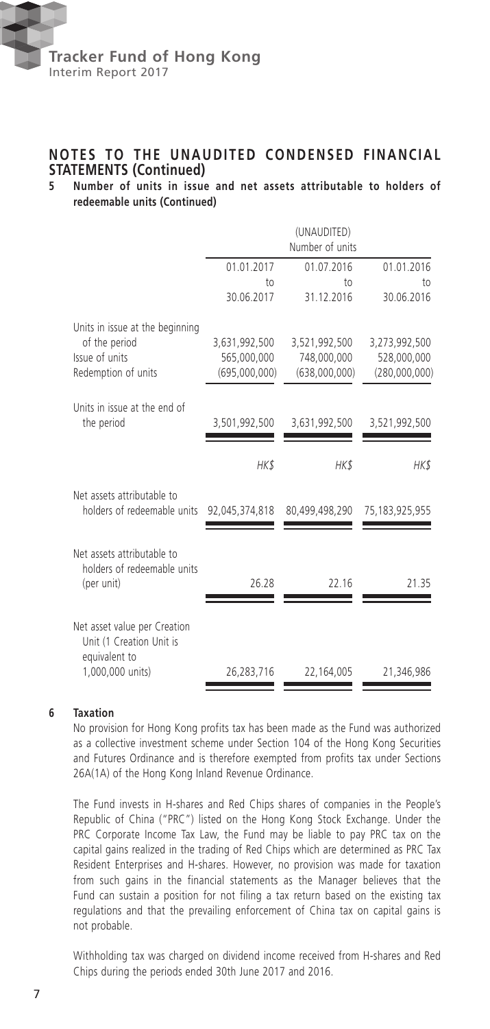## NOTES TO THE UNAUDITED CONDENSED FINANCIAL STATEMENTS (Continued)

### 5 Number of units in issue and net assets attributable to holders of redeemable units (Continued)

| | (UNAUDITED) Number of units | | |
|---|---|---|---|
| | 01.01.2017 to 30.06.2017 | 01.07.2016 to 31.12.2016 | 01.01.2016 to 30.06.2016 |
| Units in issue at the beginning of the period | 3,631,992,500 | 3,521,992,500 | 3,273,992,500 |
| Issue of units | 565,000,000 | 748,000,000 | 528,000,000 |
| Redemption of units | (695,000,000) | (638,000,000) | (280,000,000) |
| Units in issue at the end of the period | 3,501,992,500 | 3,631,992,500 | 3,521,992,500 |
| | HK$ | HK$ | HK$ |
| Net assets attributable to holders of redeemable units | 92,045,374,818 | 80,499,498,290 | 75,183,925,955 |
| Net assets attributable to holders of redeemable units (per unit) | 26.28 | 22.16 | 21.35 |
| Net asset value per Creation Unit (1 Creation Unit is equivalent to 1,000,000 units) | 26,283,716 | 22,164,005 | 21,346,986 |

### 6 Taxation

No provision for Hong Kong profits tax has been made as the Fund was authorized as a collective investment scheme under Section 104 of the Hong Kong Securities and Futures Ordinance and is therefore exempted from profits tax under Sections 26A(1A) of the Hong Kong Inland Revenue Ordinance.

The Fund invests in H-shares and Red Chips shares of companies in the People's Republic of China ("PRC") listed on the Hong Kong Stock Exchange. Under the PRC Corporate Income Tax Law, the Fund may be liable to pay PRC tax on the capital gains realized in the trading of Red Chips which are determined as PRC Tax Resident Enterprises and H-shares. However, no provision was made for taxation from such gains in the financial statements as the Manager believes that the Fund can sustain a position for not filing a tax return based on the existing tax regulations and that the prevailing enforcement of China tax on capital gains is not probable.

Withholding tax was charged on dividend income received from H-shares and Red Chips during the periods ended 30th June 2017 and 2016.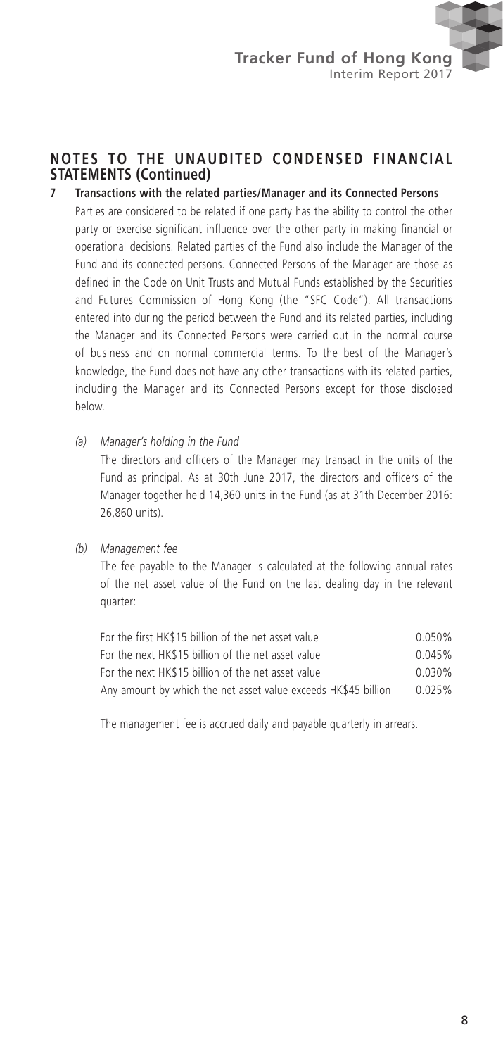## NOTES TO THE UNAUDITED CONDENSED FINANCIAL STATEMENTS (Continued)

### 7 Transactions with the related parties/Manager and its Connected Persons

Parties are considered to be related if one party has the ability to control the other party or exercise significant influence over the other party in making financial or operational decisions. Related parties of the Fund also include the Manager of the Fund and its connected persons. Connected Persons of the Manager are those as defined in the Code on Unit Trusts and Mutual Funds established by the Securities and Futures Commission of Hong Kong (the "SFC Code"). All transactions entered into during the period between the Fund and its related parties, including the Manager and its Connected Persons were carried out in the normal course of business and on normal commercial terms. To the best of the Manager's knowledge, the Fund does not have any other transactions with its related parties, including the Manager and its Connected Persons except for those disclosed below.

*(a) Manager's holding in the Fund*

The directors and officers of the Manager may transact in the units of the Fund as principal. As at 30th June 2017, the directors and officers of the Manager together held 14,360 units in the Fund (as at 31st December 2016: 26,860 units).

*(b) Management fee*

The fee payable to the Manager is calculated at the following annual rates of the net asset value of the Fund on the last dealing day in the relevant quarter:

| | |
|---|---|
| For the first HK$15 billion of the net asset value | 0.050% |
| For the next HK$15 billion of the net asset value | 0.045% |
| For the next HK$15 billion of the net asset value | 0.030% |
| Any amount by which the net asset value exceeds HK$45 billion | 0.025% |

The management fee is accrued daily and payable quarterly in arrears.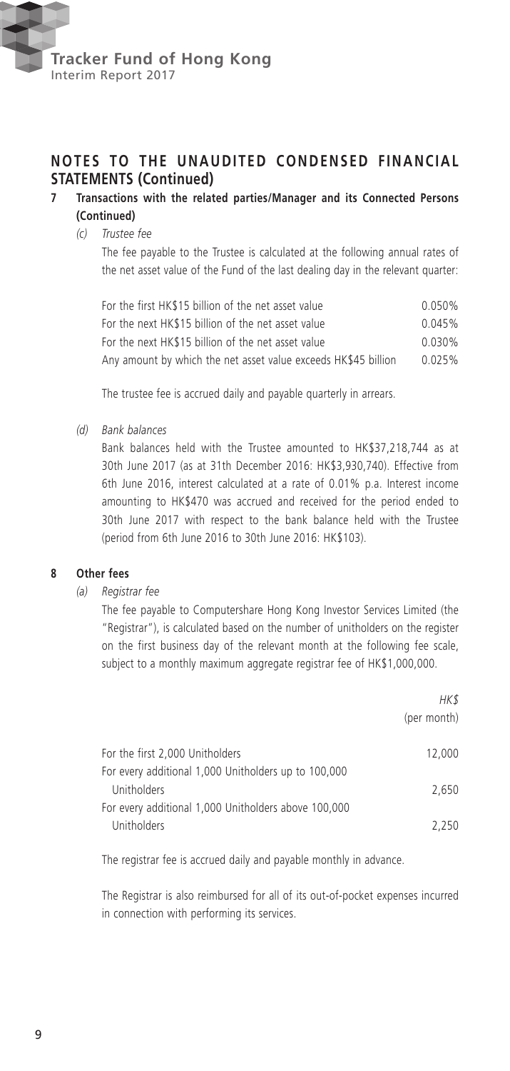## NOTES TO THE UNAUDITED CONDENSED FINANCIAL STATEMENTS (Continued)

**7 Transactions with the related parties/Manager and its Connected Persons (Continued)**

*(c) Trustee fee*

The fee payable to the Trustee is calculated at the following annual rates of the net asset value of the Fund of the last dealing day in the relevant quarter:

| | |
|---|---|
| For the first HK$15 billion of the net asset value | 0.050% |
| For the next HK$15 billion of the net asset value | 0.045% |
| For the next HK$15 billion of the net asset value | 0.030% |
| Any amount by which the net asset value exceeds HK$45 billion | 0.025% |

The trustee fee is accrued daily and payable quarterly in arrears.

*(d) Bank balances*

Bank balances held with the Trustee amounted to HK$37,218,744 as at 30th June 2017 (as at 31th December 2016: HK$3,930,740). Effective from 6th June 2016, interest calculated at a rate of 0.01% p.a. Interest income amounting to HK$470 was accrued and received for the period ended to 30th June 2017 with respect to the bank balance held with the Trustee (period from 6th June 2016 to 30th June 2016: HK$103).

**8 Other fees**

*(a) Registrar fee*

The fee payable to Computershare Hong Kong Investor Services Limited (the "Registrar"), is calculated based on the number of unitholders on the register on the first business day of the relevant month at the following fee scale, subject to a monthly maximum aggregate registrar fee of HK$1,000,000.

| | *HK$* (per month) |
|---|---|
| For the first 2,000 Unitholders | 12,000 |
| For every additional 1,000 Unitholders up to 100,000 Unitholders | 2,650 |
| For every additional 1,000 Unitholders above 100,000 Unitholders | 2,250 |

The registrar fee is accrued daily and payable monthly in advance.

The Registrar is also reimbursed for all of its out-of-pocket expenses incurred in connection with performing its services.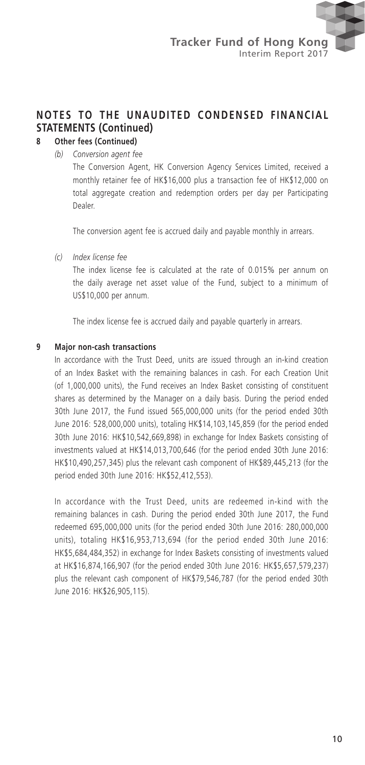## NOTES TO THE UNAUDITED CONDENSED FINANCIAL STATEMENTS (Continued)

### 8 Other fees (Continued)

*(b) Conversion agent fee*

The Conversion Agent, HK Conversion Agency Services Limited, received a monthly retainer fee of HK$16,000 plus a transaction fee of HK$12,000 on total aggregate creation and redemption orders per day per Participating Dealer.

The conversion agent fee is accrued daily and payable monthly in arrears.

*(c) Index license fee*

The index license fee is calculated at the rate of 0.015% per annum on the daily average net asset value of the Fund, subject to a minimum of US$10,000 per annum.

The index license fee is accrued daily and payable quarterly in arrears.

### 9 Major non-cash transactions

In accordance with the Trust Deed, units are issued through an in-kind creation of an Index Basket with the remaining balances in cash. For each Creation Unit (of 1,000,000 units), the Fund receives an Index Basket consisting of constituent shares as determined by the Manager on a daily basis. During the period ended 30th June 2017, the Fund issued 565,000,000 units (for the period ended 30th June 2016: 528,000,000 units), totaling HK$14,103,145,859 (for the period ended 30th June 2016: HK$10,542,669,898) in exchange for Index Baskets consisting of investments valued at HK$14,013,700,646 (for the period ended 30th June 2016: HK$10,490,257,345) plus the relevant cash component of HK$89,445,213 (for the period ended 30th June 2016: HK$52,412,553).

In accordance with the Trust Deed, units are redeemed in-kind with the remaining balances in cash. During the period ended 30th June 2017, the Fund redeemed 695,000,000 units (for the period ended 30th June 2016: 280,000,000 units), totaling HK$16,953,713,694 (for the period ended 30th June 2016: HK$5,684,484,352) in exchange for Index Baskets consisting of investments valued at HK$16,874,166,907 (for the period ended 30th June 2016: HK$5,657,579,237) plus the relevant cash component of HK$79,546,787 (for the period ended 30th June 2016: HK$26,905,115).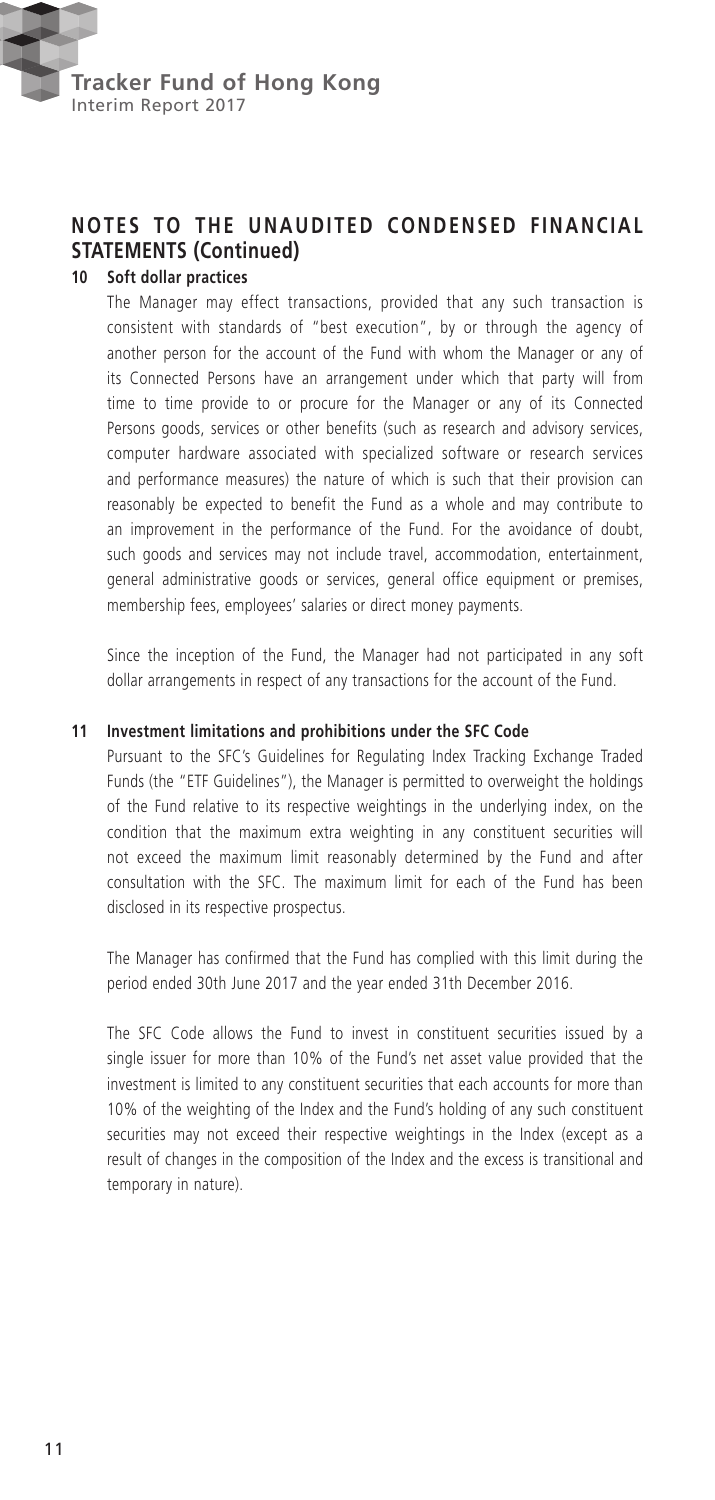## NOTES TO THE UNAUDITED CONDENSED FINANCIAL STATEMENTS (Continued)

### 10 Soft dollar practices

The Manager may effect transactions, provided that any such transaction is consistent with standards of "best execution", by or through the agency of another person for the account of the Fund with whom the Manager or any of its Connected Persons have an arrangement under which that party will from time to time provide to or procure for the Manager or any of its Connected Persons goods, services or other benefits (such as research and advisory services, computer hardware associated with specialized software or research services and performance measures) the nature of which is such that their provision can reasonably be expected to benefit the Fund as a whole and may contribute to an improvement in the performance of the Fund. For the avoidance of doubt, such goods and services may not include travel, accommodation, entertainment, general administrative goods or services, general office equipment or premises, membership fees, employees' salaries or direct money payments.

Since the inception of the Fund, the Manager had not participated in any soft dollar arrangements in respect of any transactions for the account of the Fund.

### 11 Investment limitations and prohibitions under the SFC Code

Pursuant to the SFC's Guidelines for Regulating Index Tracking Exchange Traded Funds (the "ETF Guidelines"), the Manager is permitted to overweight the holdings of the Fund relative to its respective weightings in the underlying index, on the condition that the maximum extra weighting in any constituent securities will not exceed the maximum limit reasonably determined by the Fund and after consultation with the SFC. The maximum limit for each of the Fund has been disclosed in its respective prospectus.

The Manager has confirmed that the Fund has complied with this limit during the period ended 30th June 2017 and the year ended 31th December 2016.

The SFC Code allows the Fund to invest in constituent securities issued by a single issuer for more than 10% of the Fund's net asset value provided that the investment is limited to any constituent securities that each accounts for more than 10% of the weighting of the Index and the Fund's holding of any such constituent securities may not exceed their respective weightings in the Index (except as a result of changes in the composition of the Index and the excess is transitional and temporary in nature).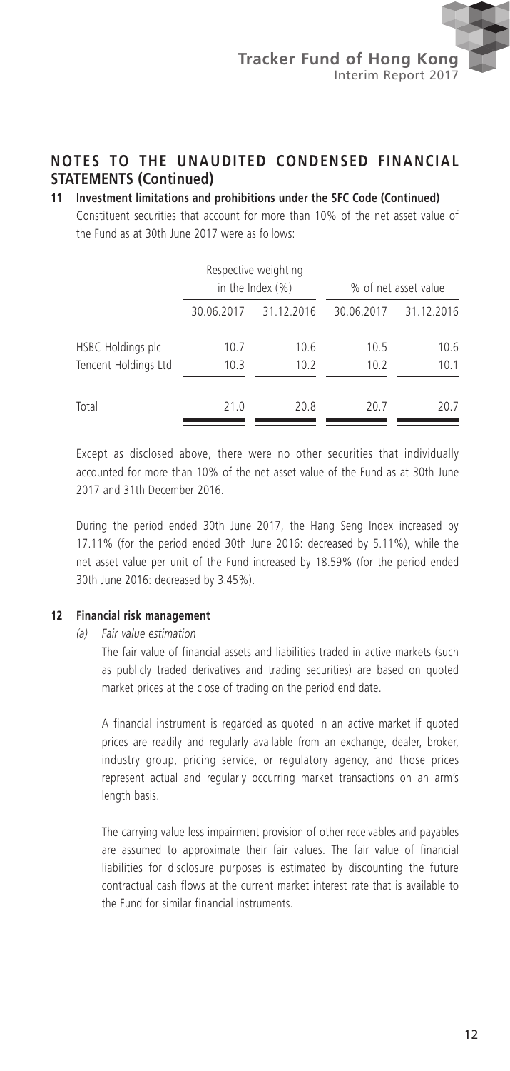## NOTES TO THE UNAUDITED CONDENSED FINANCIAL STATEMENTS (Continued)

### 11 Investment limitations and prohibitions under the SFC Code (Continued)

Constituent securities that account for more than 10% of the net asset value of the Fund as at 30th June 2017 were as follows:

| | Respective weighting in the Index (%) | | % of net asset value | |
|---|---|---|---|---|
| | 30.06.2017 | 31.12.2016 | 30.06.2017 | 31.12.2016 |
| HSBC Holdings plc | 10.7 | 10.6 | 10.5 | 10.6 |
| Tencent Holdings Ltd | 10.3 | 10.2 | 10.2 | 10.1 |
| Total | 21.0 | 20.8 | 20.7 | 20.7 |

Except as disclosed above, there were no other securities that individually accounted for more than 10% of the net asset value of the Fund as at 30th June 2017 and 31th December 2016.

During the period ended 30th June 2017, the Hang Seng Index increased by 17.11% (for the period ended 30th June 2016: decreased by 5.11%), while the net asset value per unit of the Fund increased by 18.59% (for the period ended 30th June 2016: decreased by 3.45%).

### 12 Financial risk management

*(a) Fair value estimation*

The fair value of financial assets and liabilities traded in active markets (such as publicly traded derivatives and trading securities) are based on quoted market prices at the close of trading on the period end date.

A financial instrument is regarded as quoted in an active market if quoted prices are readily and regularly available from an exchange, dealer, broker, industry group, pricing service, or regulatory agency, and those prices represent actual and regularly occurring market transactions on an arm's length basis.

The carrying value less impairment provision of other receivables and payables are assumed to approximate their fair values. The fair value of financial liabilities for disclosure purposes is estimated by discounting the future contractual cash flows at the current market interest rate that is available to the Fund for similar financial instruments.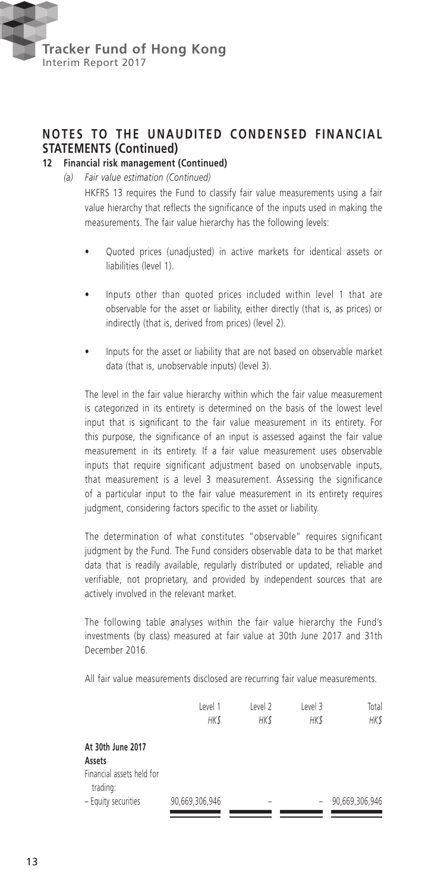## NOTES TO THE UNAUDITED CONDENSED FINANCIAL STATEMENTS (Continued)

### 12 Financial risk management (Continued)

*(a) Fair value estimation (Continued)*

HKFRS 13 requires the Fund to classify fair value measurements using a fair value hierarchy that reflects the significance of the inputs used in making the measurements. The fair value hierarchy has the following levels:

- Quoted prices (unadjusted) in active markets for identical assets or liabilities (level 1).
- Inputs other than quoted prices included within level 1 that are observable for the asset or liability, either directly (that is, as prices) or indirectly (that is, derived from prices) (level 2).
- Inputs for the asset or liability that are not based on observable market data (that is, unobservable inputs) (level 3).

The level in the fair value hierarchy within which the fair value measurement is categorized in its entirety is determined on the basis of the lowest level input that is significant to the fair value measurement in its entirety. For this purpose, the significance of an input is assessed against the fair value measurement in its entirety. If a fair value measurement uses observable inputs that require significant adjustment based on unobservable inputs, that measurement is a level 3 measurement. Assessing the significance of a particular input to the fair value measurement in its entirety requires judgment, considering factors specific to the asset or liability.

The determination of what constitutes "observable" requires significant judgment by the Fund. The Fund considers observable data to be that market data that is readily available, regularly distributed or updated, reliable and verifiable, not proprietary, and provided by independent sources that are actively involved in the relevant market.

The following table analyses within the fair value hierarchy the Fund's investments (by class) measured at fair value at 30th June 2017 and 31th December 2016.

All fair value measurements disclosed are recurring fair value measurements.

| | Level 1<br>*HK$* | Level 2<br>*HK$* | Level 3<br>*HK$* | Total<br>*HK$* |
|---|---|---|---|---|
| **At 30th June 2017** | | | | |
| **Assets** | | | | |
| Financial assets held for trading: | | | | |
| – Equity securities | 90,669,306,946 | – | – | 90,669,306,946 |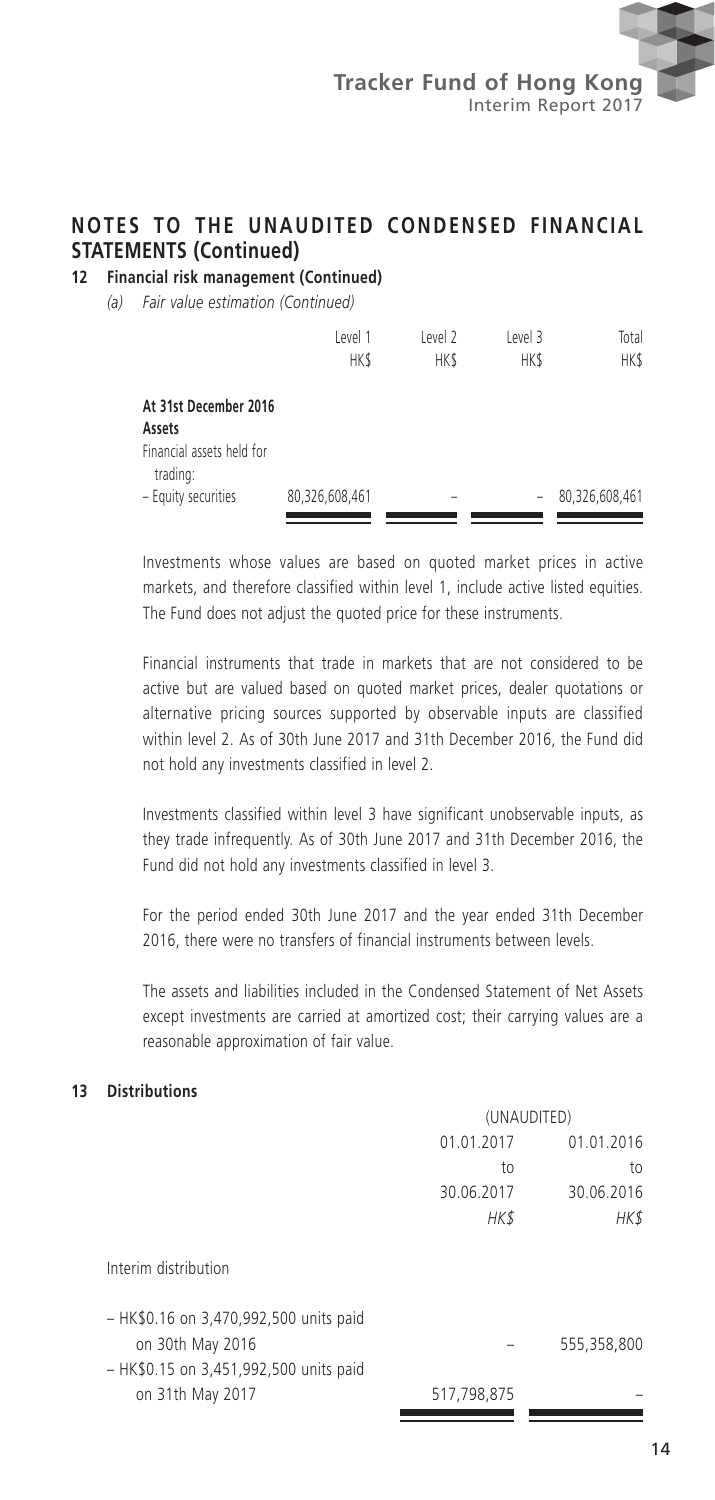## NOTES TO THE UNAUDITED CONDENSED FINANCIAL STATEMENTS (Continued)

### 12 Financial risk management (Continued)

*(a) Fair value estimation (Continued)*

| | Level 1 HK$ | Level 2 HK$ | Level 3 HK$ | Total HK$ |
|---|---|---|---|---|
| **At 31st December 2016** | | | | |
| **Assets** | | | | |
| Financial assets held for trading: | | | | |
| – Equity securities | 80,326,608,461 | – | – | 80,326,608,461 |

Investments whose values are based on quoted market prices in active markets, and therefore classified within level 1, include active listed equities. The Fund does not adjust the quoted price for these instruments.

Financial instruments that trade in markets that are not considered to be active but are valued based on quoted market prices, dealer quotations or alternative pricing sources supported by observable inputs are classified within level 2. As of 30th June 2017 and 31th December 2016, the Fund did not hold any investments classified in level 2.

Investments classified within level 3 have significant unobservable inputs, as they trade infrequently. As of 30th June 2017 and 31th December 2016, the Fund did not hold any investments classified in level 3.

For the period ended 30th June 2017 and the year ended 31th December 2016, there were no transfers of financial instruments between levels.

The assets and liabilities included in the Condensed Statement of Net Assets except investments are carried at amortized cost; their carrying values are a reasonable approximation of fair value.

### 13 Distributions

| | (UNAUDITED) 01.01.2017 to 30.06.2017 *HK$* | 01.01.2016 to 30.06.2016 *HK$* |
|---|---|---|
| Interim distribution | | |
| – HK$0.16 on 3,470,992,500 units paid on 30th May 2016 | – | 555,358,800 |
| – HK$0.15 on 3,451,992,500 units paid on 31th May 2017 | 517,798,875 | – |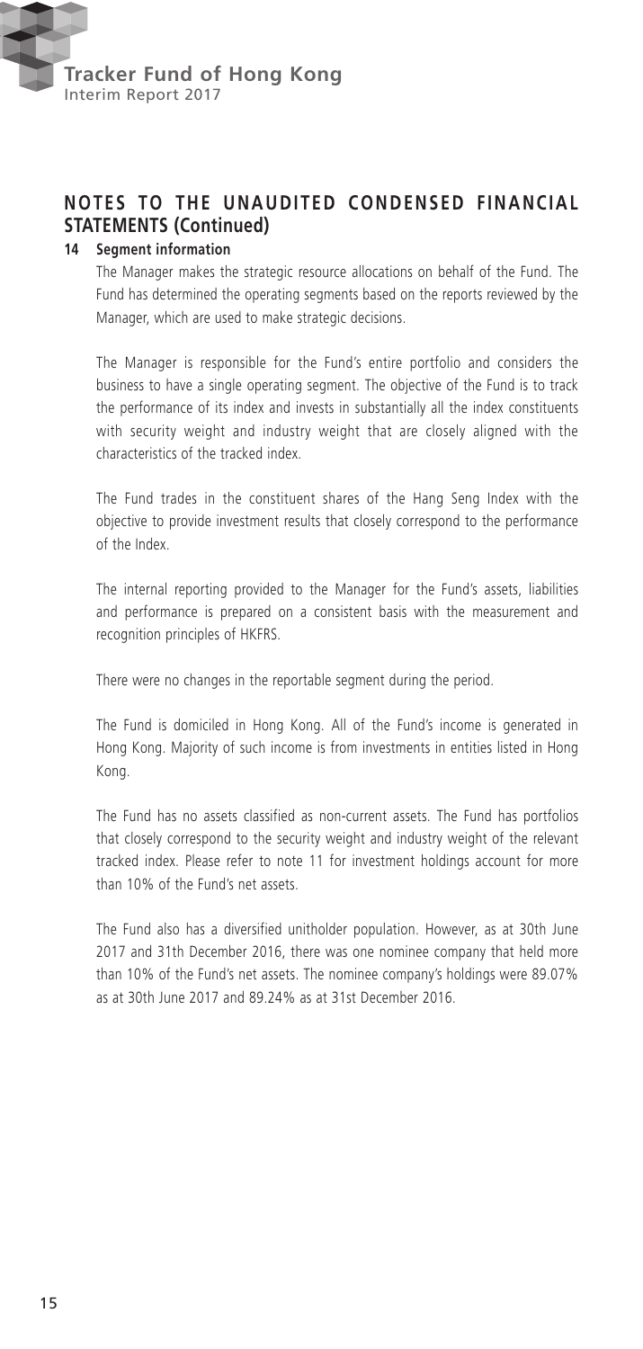## NOTES TO THE UNAUDITED CONDENSED FINANCIAL STATEMENTS (Continued)

### 14 Segment information

The Manager makes the strategic resource allocations on behalf of the Fund. The Fund has determined the operating segments based on the reports reviewed by the Manager, which are used to make strategic decisions.

The Manager is responsible for the Fund's entire portfolio and considers the business to have a single operating segment. The objective of the Fund is to track the performance of its index and invests in substantially all the index constituents with security weight and industry weight that are closely aligned with the characteristics of the tracked index.

The Fund trades in the constituent shares of the Hang Seng Index with the objective to provide investment results that closely correspond to the performance of the Index.

The internal reporting provided to the Manager for the Fund's assets, liabilities and performance is prepared on a consistent basis with the measurement and recognition principles of HKFRS.

There were no changes in the reportable segment during the period.

The Fund is domiciled in Hong Kong. All of the Fund's income is generated in Hong Kong. Majority of such income is from investments in entities listed in Hong Kong.

The Fund has no assets classified as non-current assets. The Fund has portfolios that closely correspond to the security weight and industry weight of the relevant tracked index. Please refer to note 11 for investment holdings account for more than 10% of the Fund's net assets.

The Fund also has a diversified unitholder population. However, as at 30th June 2017 and 31th December 2016, there was one nominee company that held more than 10% of the Fund's net assets. The nominee company's holdings were 89.07% as at 30th June 2017 and 89.24% as at 31st December 2016.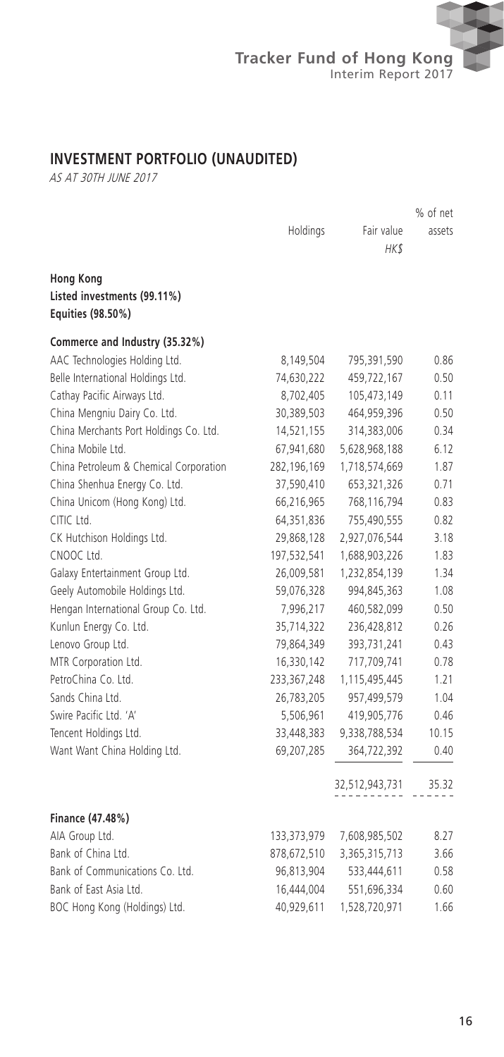## INVESTMENT PORTFOLIO (UNAUDITED)

*AS AT 30TH JUNE 2017*

| | Holdings | Fair value HK$ | % of net assets |
|---|---|---|---|
| **Hong Kong** | | | |
| **Listed investments (99.11%)** | | | |
| **Equities (98.50%)** | | | |
| **Commerce and Industry (35.32%)** | | | |
| AAC Technologies Holding Ltd. | 8,149,504 | 795,391,590 | 0.86 |
| Belle International Holdings Ltd. | 74,630,222 | 459,722,167 | 0.50 |
| Cathay Pacific Airways Ltd. | 8,702,405 | 105,473,149 | 0.11 |
| China Mengniu Dairy Co. Ltd. | 30,389,503 | 464,959,396 | 0.50 |
| China Merchants Port Holdings Co. Ltd. | 14,521,155 | 314,383,006 | 0.34 |
| China Mobile Ltd. | 67,941,680 | 5,628,968,188 | 6.12 |
| China Petroleum & Chemical Corporation | 282,196,169 | 1,718,574,669 | 1.87 |
| China Shenhua Energy Co. Ltd. | 37,590,410 | 653,321,326 | 0.71 |
| China Unicom (Hong Kong) Ltd. | 66,216,965 | 768,116,794 | 0.83 |
| CITIC Ltd. | 64,351,836 | 755,490,555 | 0.82 |
| CK Hutchison Holdings Ltd. | 29,868,128 | 2,927,076,544 | 3.18 |
| CNOOC Ltd. | 197,532,541 | 1,688,903,226 | 1.83 |
| Galaxy Entertainment Group Ltd. | 26,009,581 | 1,232,854,139 | 1.34 |
| Geely Automobile Holdings Ltd. | 59,076,328 | 994,845,363 | 1.08 |
| Hengan International Group Co. Ltd. | 7,996,217 | 460,582,099 | 0.50 |
| Kunlun Energy Co. Ltd. | 35,714,322 | 236,428,812 | 0.26 |
| Lenovo Group Ltd. | 79,864,349 | 393,731,241 | 0.43 |
| MTR Corporation Ltd. | 16,330,142 | 717,709,741 | 0.78 |
| PetroChina Co. Ltd. | 233,367,248 | 1,115,495,445 | 1.21 |
| Sands China Ltd. | 26,783,205 | 957,499,579 | 1.04 |
| Swire Pacific Ltd. 'A' | 5,506,961 | 419,905,776 | 0.46 |
| Tencent Holdings Ltd. | 33,448,383 | 9,338,788,534 | 10.15 |
| Want Want China Holding Ltd. | 69,207,285 | 364,722,392 | 0.40 |
| | | 32,512,943,731 | 35.32 |
| **Finance (47.48%)** | | | |
| AIA Group Ltd. | 133,373,979 | 7,608,985,502 | 8.27 |
| Bank of China Ltd. | 878,672,510 | 3,365,315,713 | 3.66 |
| Bank of Communications Co. Ltd. | 96,813,904 | 533,444,611 | 0.58 |
| Bank of East Asia Ltd. | 16,444,004 | 551,696,334 | 0.60 |
| BOC Hong Kong (Holdings) Ltd. | 40,929,611 | 1,528,720,971 | 1.66 |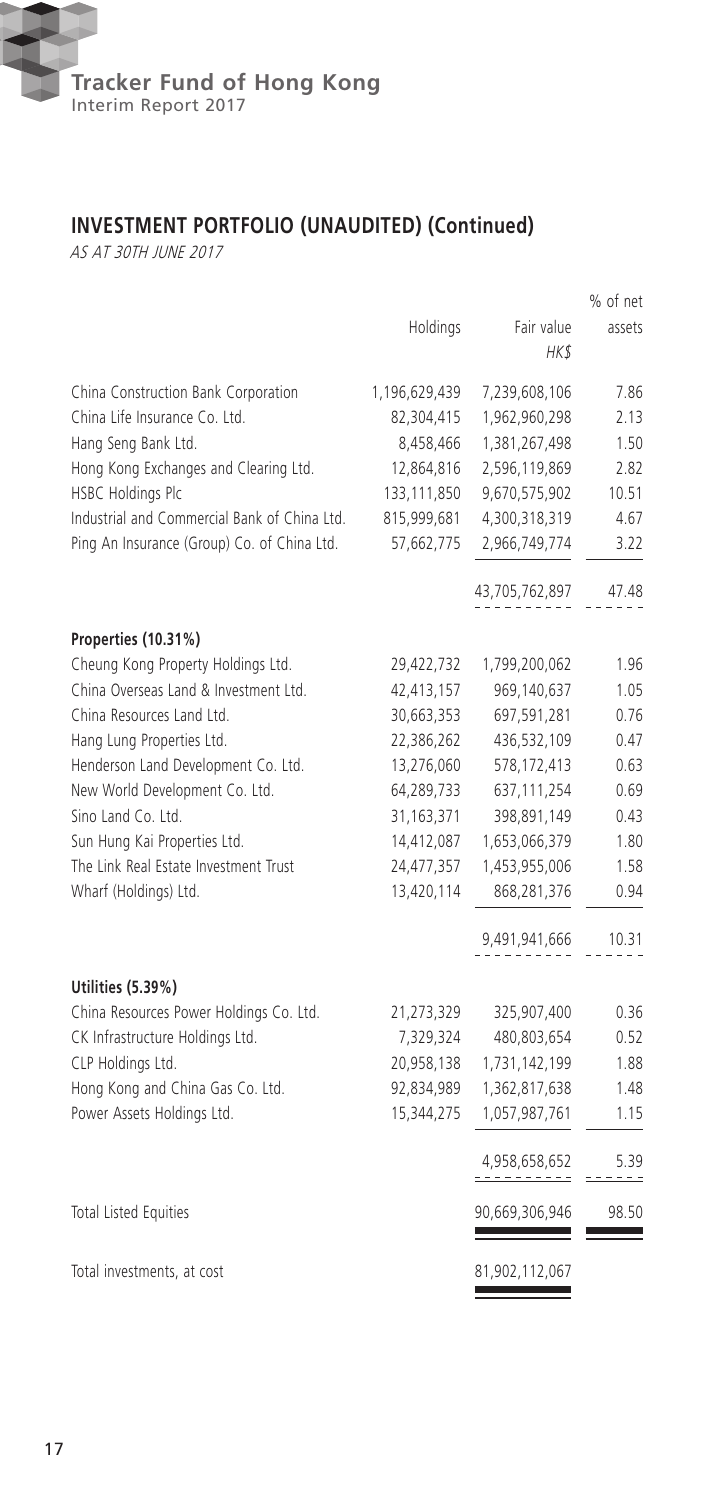## INVESTMENT PORTFOLIO (UNAUDITED) (Continued)

*AS AT 30TH JUNE 2017*

| | Holdings | Fair value HK$ | % of net assets |
|---|---|---|---|
| China Construction Bank Corporation | 1,196,629,439 | 7,239,608,106 | 7.86 |
| China Life Insurance Co. Ltd. | 82,304,415 | 1,962,960,298 | 2.13 |
| Hang Seng Bank Ltd. | 8,458,466 | 1,381,267,498 | 1.50 |
| Hong Kong Exchanges and Clearing Ltd. | 12,864,816 | 2,596,119,869 | 2.82 |
| HSBC Holdings Plc | 133,111,850 | 9,670,575,902 | 10.51 |
| Industrial and Commercial Bank of China Ltd. | 815,999,681 | 4,300,318,319 | 4.67 |
| Ping An Insurance (Group) Co. of China Ltd. | 57,662,775 | 2,966,749,774 | 3.22 |
| | | 43,705,762,897 | 47.48 |
| **Properties (10.31%)** | | | |
| Cheung Kong Property Holdings Ltd. | 29,422,732 | 1,799,200,062 | 1.96 |
| China Overseas Land & Investment Ltd. | 42,413,157 | 969,140,637 | 1.05 |
| China Resources Land Ltd. | 30,663,353 | 697,591,281 | 0.76 |
| Hang Lung Properties Ltd. | 22,386,262 | 436,532,109 | 0.47 |
| Henderson Land Development Co. Ltd. | 13,276,060 | 578,172,413 | 0.63 |
| New World Development Co. Ltd. | 64,289,733 | 637,111,254 | 0.69 |
| Sino Land Co. Ltd. | 31,163,371 | 398,891,149 | 0.43 |
| Sun Hung Kai Properties Ltd. | 14,412,087 | 1,653,066,379 | 1.80 |
| The Link Real Estate Investment Trust | 24,477,357 | 1,453,955,006 | 1.58 |
| Wharf (Holdings) Ltd. | 13,420,114 | 868,281,376 | 0.94 |
| | | 9,491,941,666 | 10.31 |
| **Utilities (5.39%)** | | | |
| China Resources Power Holdings Co. Ltd. | 21,273,329 | 325,907,400 | 0.36 |
| CK Infrastructure Holdings Ltd. | 7,329,324 | 480,803,654 | 0.52 |
| CLP Holdings Ltd. | 20,958,138 | 1,731,142,199 | 1.88 |
| Hong Kong and China Gas Co. Ltd. | 92,834,989 | 1,362,817,638 | 1.48 |
| Power Assets Holdings Ltd. | 15,344,275 | 1,057,987,761 | 1.15 |
| | | 4,958,658,652 | 5.39 |
| Total Listed Equities | | 90,669,306,946 | 98.50 |
| Total investments, at cost | | 81,902,112,067 | |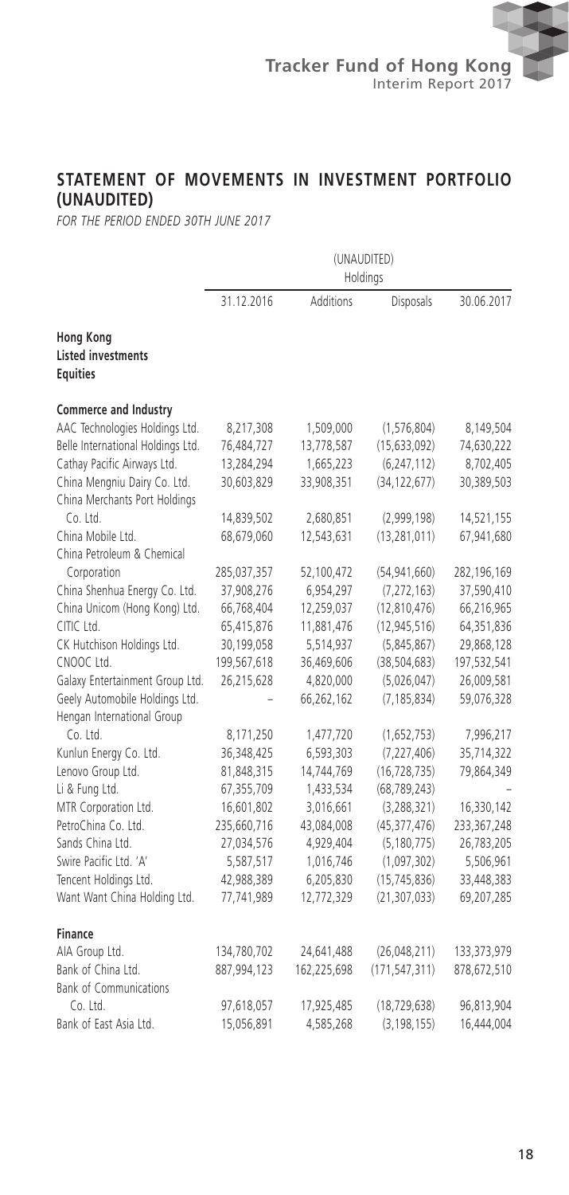## STATEMENT OF MOVEMENTS IN INVESTMENT PORTFOLIO (UNAUDITED)

*FOR THE PERIOD ENDED 30TH JUNE 2017*

| | (UNAUDITED) Holdings | | | |
|---|---|---|---|---|
| | 31.12.2016 | Additions | Disposals | 30.06.2017 |
| **Hong Kong** | | | | |
| **Listed investments** | | | | |
| **Equities** | | | | |
| **Commerce and Industry** | | | | |
| AAC Technologies Holdings Ltd. | 8,217,308 | 1,509,000 | (1,576,804) | 8,149,504 |
| Belle International Holdings Ltd. | 76,484,727 | 13,778,587 | (15,633,092) | 74,630,222 |
| Cathay Pacific Airways Ltd. | 13,284,294 | 1,665,223 | (6,247,112) | 8,702,405 |
| China Mengniu Dairy Co. Ltd. | 30,603,829 | 33,908,351 | (34,122,677) | 30,389,503 |
| China Merchants Port Holdings Co. Ltd. | 14,839,502 | 2,680,851 | (2,999,198) | 14,521,155 |
| China Mobile Ltd. | 68,679,060 | 12,543,631 | (13,281,011) | 67,941,680 |
| China Petroleum & Chemical Corporation | 285,037,357 | 52,100,472 | (54,941,660) | 282,196,169 |
| China Shenhua Energy Co. Ltd. | 37,908,276 | 6,954,297 | (7,272,163) | 37,590,410 |
| China Unicom (Hong Kong) Ltd. | 66,768,404 | 12,259,037 | (12,810,476) | 66,216,965 |
| CITIC Ltd. | 65,415,876 | 11,881,476 | (12,945,516) | 64,351,836 |
| CK Hutchison Holdings Ltd. | 30,199,058 | 5,514,937 | (5,845,867) | 29,868,128 |
| CNOOC Ltd. | 199,567,618 | 36,469,606 | (38,504,683) | 197,532,541 |
| Galaxy Entertainment Group Ltd. | 26,215,628 | 4,820,000 | (5,026,047) | 26,009,581 |
| Geely Automobile Holdings Ltd. | – | 66,262,162 | (7,185,834) | 59,076,328 |
| Hengan International Group Co. Ltd. | 8,171,250 | 1,477,720 | (1,652,753) | 7,996,217 |
| Kunlun Energy Co. Ltd. | 36,348,425 | 6,593,303 | (7,227,406) | 35,714,322 |
| Lenovo Group Ltd. | 81,848,315 | 14,744,769 | (16,728,735) | 79,864,349 |
| Li & Fung Ltd. | 67,355,709 | 1,433,534 | (68,789,243) | – |
| MTR Corporation Ltd. | 16,601,802 | 3,016,661 | (3,288,321) | 16,330,142 |
| PetroChina Co. Ltd. | 235,660,716 | 43,084,008 | (45,377,476) | 233,367,248 |
| Sands China Ltd. | 27,034,576 | 4,929,404 | (5,180,775) | 26,783,205 |
| Swire Pacific Ltd. 'A' | 5,587,517 | 1,016,746 | (1,097,302) | 5,506,961 |
| Tencent Holdings Ltd. | 42,988,389 | 6,205,830 | (15,745,836) | 33,448,383 |
| Want Want China Holding Ltd. | 77,741,989 | 12,772,329 | (21,307,033) | 69,207,285 |
| **Finance** | | | | |
| AIA Group Ltd. | 134,780,702 | 24,641,488 | (26,048,211) | 133,373,979 |
| Bank of China Ltd. | 887,994,123 | 162,225,698 | (171,547,311) | 878,672,510 |
| Bank of Communications Co. Ltd. | 97,618,057 | 17,925,485 | (18,729,638) | 96,813,904 |
| Bank of East Asia Ltd. | 15,056,891 | 4,585,268 | (3,198,155) | 16,444,004 |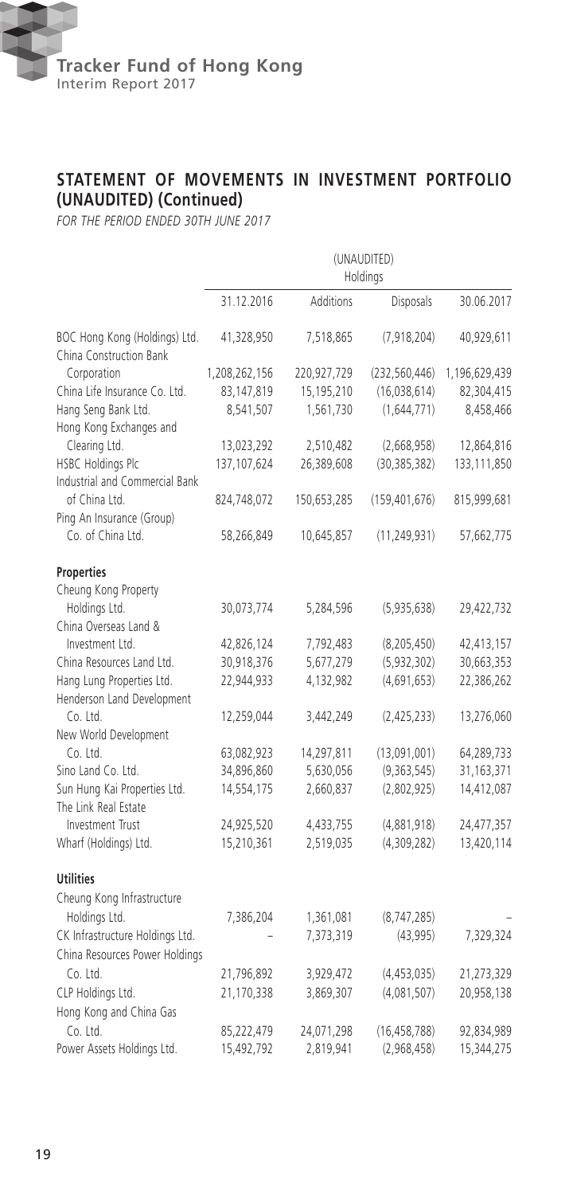## STATEMENT OF MOVEMENTS IN INVESTMENT PORTFOLIO (UNAUDITED) (Continued)

*FOR THE PERIOD ENDED 30TH JUNE 2017*

| | (UNAUDITED) Holdings | | | |
|---|---|---|---|---|
| | 31.12.2016 | Additions | Disposals | 30.06.2017 |
| BOC Hong Kong (Holdings) Ltd. | 41,328,950 | 7,518,865 | (7,918,204) | 40,929,611 |
| China Construction Bank Corporation | 1,208,262,156 | 220,927,729 | (232,560,446) | 1,196,629,439 |
| China Life Insurance Co. Ltd. | 83,147,819 | 15,195,210 | (16,038,614) | 82,304,415 |
| Hang Seng Bank Ltd. | 8,541,507 | 1,561,730 | (1,644,771) | 8,458,466 |
| Hong Kong Exchanges and Clearing Ltd. | 13,023,292 | 2,510,482 | (2,668,958) | 12,864,816 |
| HSBC Holdings Plc | 137,107,624 | 26,389,608 | (30,385,382) | 133,111,850 |
| Industrial and Commercial Bank of China Ltd. | 824,748,072 | 150,653,285 | (159,401,676) | 815,999,681 |
| Ping An Insurance (Group) Co. of China Ltd. | 58,266,849 | 10,645,857 | (11,249,931) | 57,662,775 |
| **Properties** | | | | |
| Cheung Kong Property Holdings Ltd. | 30,073,774 | 5,284,596 | (5,935,638) | 29,422,732 |
| China Overseas Land & Investment Ltd. | 42,826,124 | 7,792,483 | (8,205,450) | 42,413,157 |
| China Resources Land Ltd. | 30,918,376 | 5,677,279 | (5,932,302) | 30,663,353 |
| Hang Lung Properties Ltd. | 22,944,933 | 4,132,982 | (4,691,653) | 22,386,262 |
| Henderson Land Development Co. Ltd. | 12,259,044 | 3,442,249 | (2,425,233) | 13,276,060 |
| New World Development Co. Ltd. | 63,082,923 | 14,297,811 | (13,091,001) | 64,289,733 |
| Sino Land Co. Ltd. | 34,896,860 | 5,630,056 | (9,363,545) | 31,163,371 |
| Sun Hung Kai Properties Ltd. | 14,554,175 | 2,660,837 | (2,802,925) | 14,412,087 |
| The Link Real Estate Investment Trust | 24,925,520 | 4,433,755 | (4,881,918) | 24,477,357 |
| Wharf (Holdings) Ltd. | 15,210,361 | 2,519,035 | (4,309,282) | 13,420,114 |
| **Utilities** | | | | |
| Cheung Kong Infrastructure Holdings Ltd. | 7,386,204 | 1,361,081 | (8,747,285) | – |
| CK Infrastructure Holdings Ltd. | – | 7,373,319 | (43,995) | 7,329,324 |
| China Resources Power Holdings Co. Ltd. | 21,796,892 | 3,929,472 | (4,453,035) | 21,273,329 |
| CLP Holdings Ltd. | 21,170,338 | 3,869,307 | (4,081,507) | 20,958,138 |
| Hong Kong and China Gas Co. Ltd. | 85,222,479 | 24,071,298 | (16,458,788) | 92,834,989 |
| Power Assets Holdings Ltd. | 15,492,792 | 2,819,941 | (2,968,458) | 15,344,275 |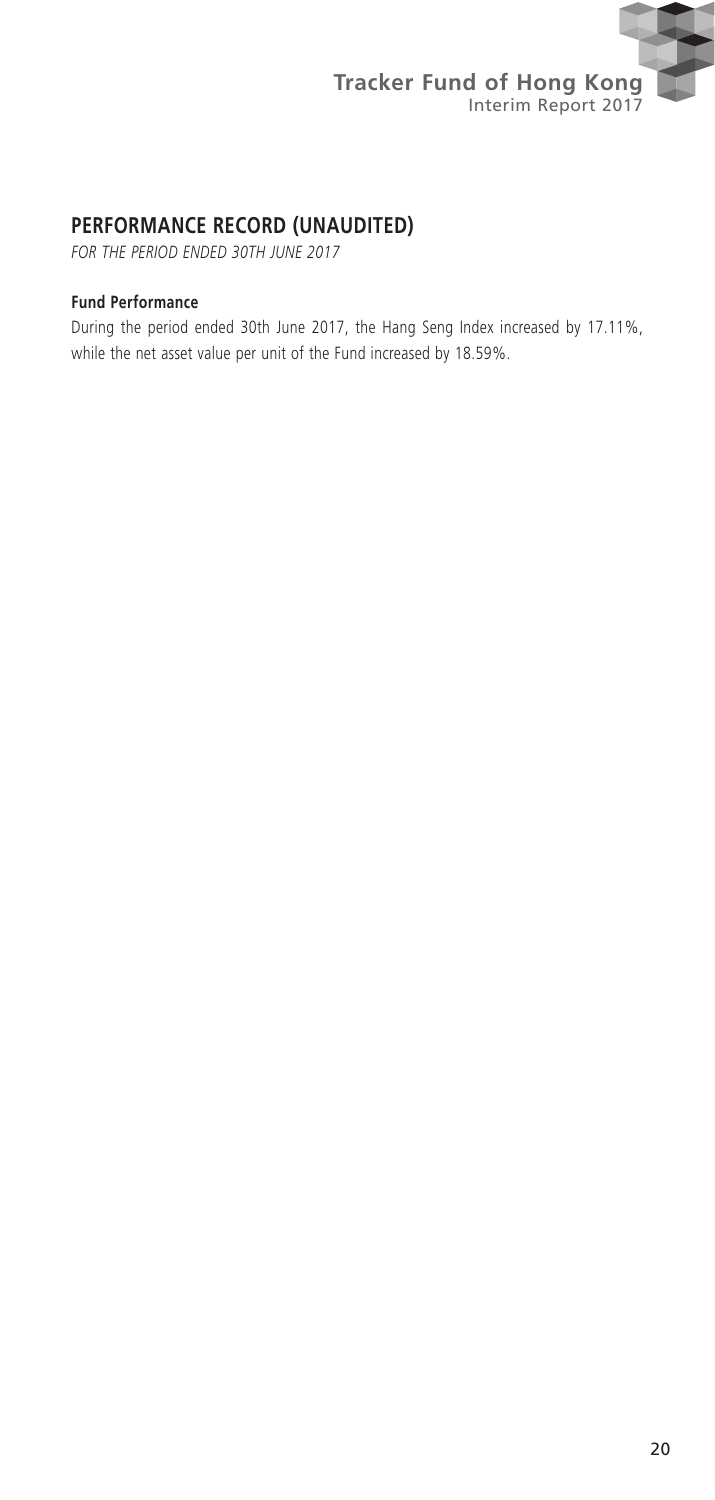## PERFORMANCE RECORD (UNAUDITED)

*FOR THE PERIOD ENDED 30TH JUNE 2017*

**Fund Performance**

During the period ended 30th June 2017, the Hang Seng Index increased by 17.11%, while the net asset value per unit of the Fund increased by 18.59%.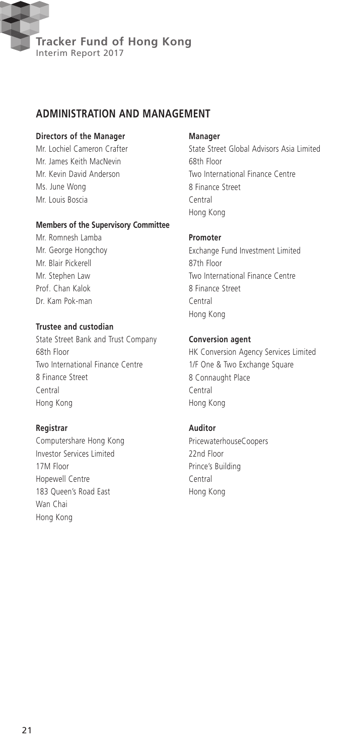## ADMINISTRATION AND MANAGEMENT

**Directors of the Manager**

Mr. Lochiel Cameron Crafter
Mr. James Keith MacNevin
Mr. Kevin David Anderson
Ms. June Wong
Mr. Louis Boscia

**Members of the Supervisory Committee**

Mr. Romnesh Lamba
Mr. George Hongchoy
Mr. Blair Pickerell
Mr. Stephen Law
Prof. Chan Kalok
Dr. Kam Pok-man

**Trustee and custodian**

State Street Bank and Trust Company
68th Floor
Two International Finance Centre
8 Finance Street
Central
Hong Kong

**Registrar**

Computershare Hong Kong
Investor Services Limited
17M Floor
Hopewell Centre
183 Queen's Road East
Wan Chai
Hong Kong

**Manager**

State Street Global Advisors Asia Limited
68th Floor
Two International Finance Centre
8 Finance Street
Central
Hong Kong

**Promoter**

Exchange Fund Investment Limited
87th Floor
Two International Finance Centre
8 Finance Street
Central
Hong Kong

**Conversion agent**

HK Conversion Agency Services Limited
1/F One & Two Exchange Square
8 Connaught Place
Central
Hong Kong

**Auditor**

PricewaterhouseCoopers
22nd Floor
Prince's Building
Central
Hong Kong